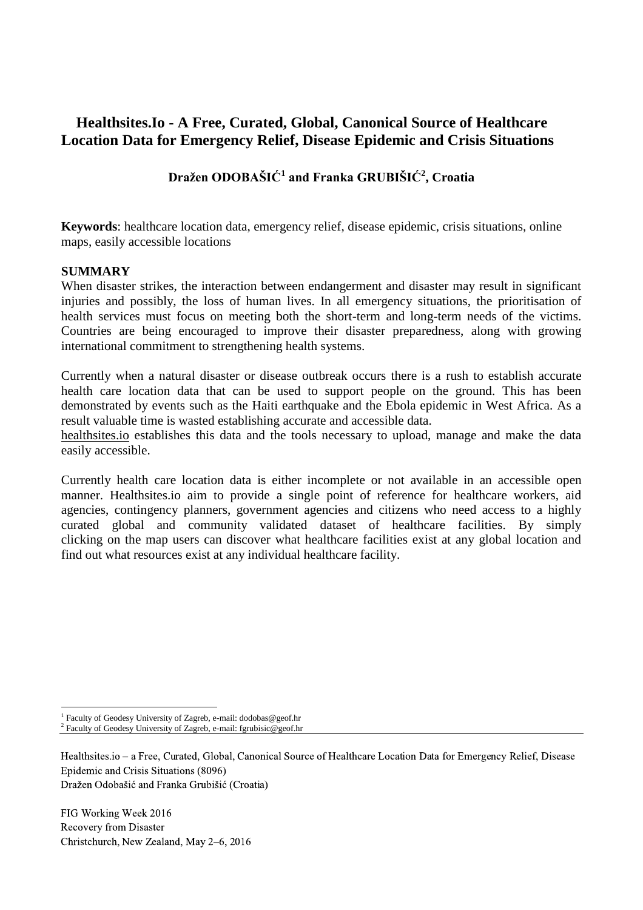# Healthsites.Io - A Free, Curated, Global, Canonical Source of Healthcare Location Data for Emergency Relief, Disease Epidemic and Crisis Situations

**Dražen ODOBAŠIĆ[1] and Franka GRUBIŠIĆ[2], Croatia**

**Keywords**: healthcare location data, emergency relief, disease epidemic, crisis situations, online maps, easily accessible locations

## SUMMARY

When disaster strikes, the interaction between endangerment and disaster may result in significant injuries and possibly, the loss of human lives. In all emergency situations, the prioritisation of health services must focus on meeting both the short-term and long-term needs of the victims. Countries are being encouraged to improve their disaster preparedness, along with growing international commitment to strengthening health systems.

Currently when a natural disaster or disease outbreak occurs there is a rush to establish accurate health care location data that can be used to support people on the ground. This has been demonstrated by events such as the Haiti earthquake and the Ebola epidemic in West Africa. As a result valuable time is wasted establishing accurate and accessible data.
healthsites.io establishes this data and the tools necessary to upload, manage and make the data easily accessible.

Currently health care location data is either incomplete or not available in an accessible open manner. Healthsites.io aim to provide a single point of reference for healthcare workers, aid agencies, contingency planners, government agencies and citizens who need access to a highly curated global and community validated dataset of healthcare facilities. By simply clicking on the map users can discover what healthcare facilities exist at any global location and find out what resources exist at any individual healthcare facility.

---

[1] Faculty of Geodesy University of Zagreb, e-mail: dodobas@geof.hr
[2] Faculty of Geodesy University of Zagreb, e-mail: fgrubisic@geof.hr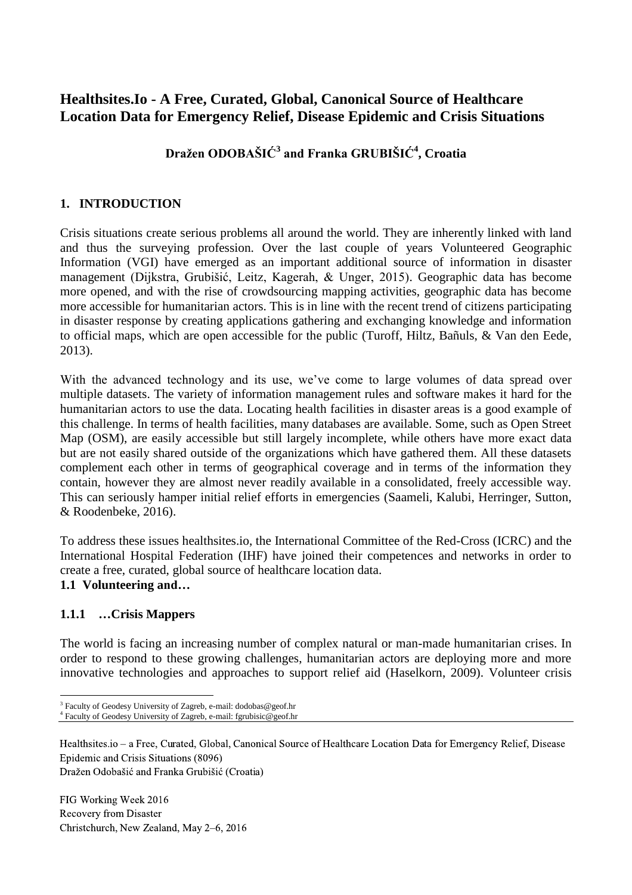# Healthsites.Io - A Free, Curated, Global, Canonical Source of Healthcare Location Data for Emergency Relief, Disease Epidemic and Crisis Situations

**Dražen ODOBAŠIĆ[3] and Franka GRUBIŠIĆ[4], Croatia**

## 1. INTRODUCTION

Crisis situations create serious problems all around the world. They are inherently linked with land and thus the surveying profession. Over the last couple of years Volunteered Geographic Information (VGI) have emerged as an important additional source of information in disaster management (Dijkstra, Grubišić, Leitz, Kagerah, & Unger, 2015). Geographic data has become more opened, and with the rise of crowdsourcing mapping activities, geographic data has become more accessible for humanitarian actors. This is in line with the recent trend of citizens participating in disaster response by creating applications gathering and exchanging knowledge and information to official maps, which are open accessible for the public (Turoff, Hiltz, Bañuls, & Van den Eede, 2013).

With the advanced technology and its use, we've come to large volumes of data spread over multiple datasets. The variety of information management rules and software makes it hard for the humanitarian actors to use the data. Locating health facilities in disaster areas is a good example of this challenge. In terms of health facilities, many databases are available. Some, such as Open Street Map (OSM), are easily accessible but still largely incomplete, while others have more exact data but are not easily shared outside of the organizations which have gathered them. All these datasets complement each other in terms of geographical coverage and in terms of the information they contain, however they are almost never readily available in a consolidated, freely accessible way. This can seriously hamper initial relief efforts in emergencies (Saameli, Kalubi, Herringer, Sutton, & Roodenbeke, 2016).

To address these issues healthsites.io, the International Committee of the Red-Cross (ICRC) and the International Hospital Federation (IHF) have joined their competences and networks in order to create a free, curated, global source of healthcare location data.

### 1.1 Volunteering and…

#### 1.1.1 …Crisis Mappers

The world is facing an increasing number of complex natural or man-made humanitarian crises. In order to respond to these growing challenges, humanitarian actors are deploying more and more innovative technologies and approaches to support relief aid (Haselkorn, 2009). Volunteer crisis

[3] Faculty of Geodesy University of Zagreb, e-mail: dodobas@geof.hr
[4] Faculty of Geodesy University of Zagreb, e-mail: fgrubisic@geof.hr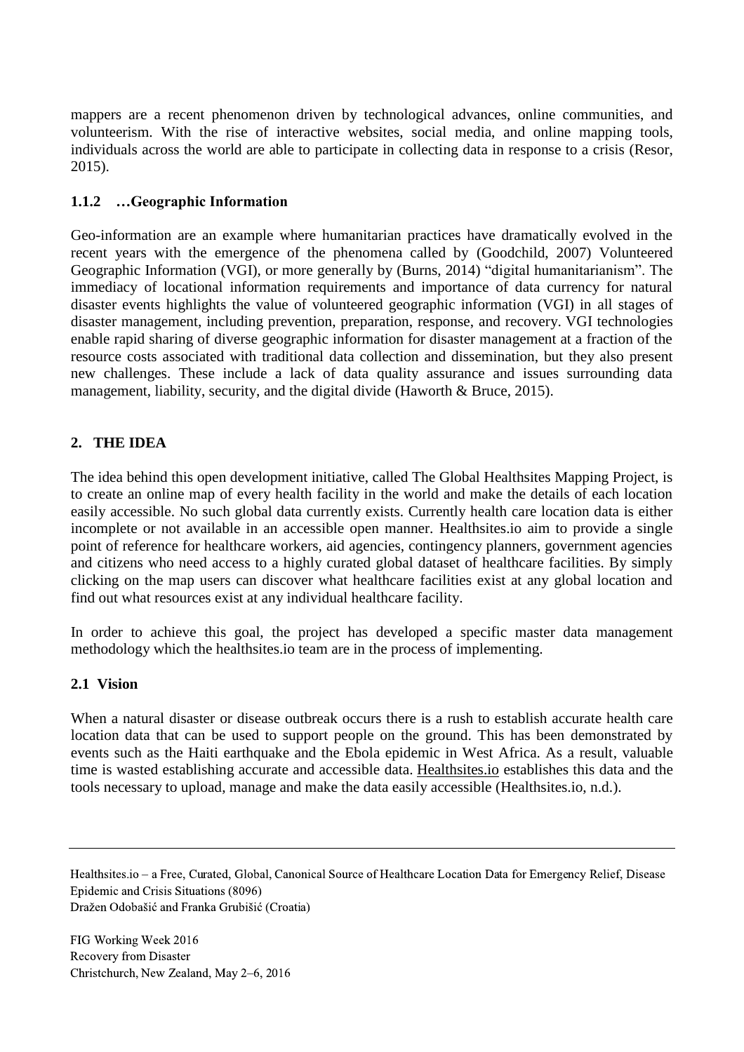mappers are a recent phenomenon driven by technological advances, online communities, and volunteerism. With the rise of interactive websites, social media, and online mapping tools, individuals across the world are able to participate in collecting data in response to a crisis (Resor, 2015).

### 1.1.2 …Geographic Information

Geo-information are an example where humanitarian practices have dramatically evolved in the recent years with the emergence of the phenomena called by (Goodchild, 2007) Volunteered Geographic Information (VGI), or more generally by (Burns, 2014) "digital humanitarianism". The immediacy of locational information requirements and importance of data currency for natural disaster events highlights the value of volunteered geographic information (VGI) in all stages of disaster management, including prevention, preparation, response, and recovery. VGI technologies enable rapid sharing of diverse geographic information for disaster management at a fraction of the resource costs associated with traditional data collection and dissemination, but they also present new challenges. These include a lack of data quality assurance and issues surrounding data management, liability, security, and the digital divide (Haworth & Bruce, 2015).

## 2. THE IDEA

The idea behind this open development initiative, called The Global Healthsites Mapping Project, is to create an online map of every health facility in the world and make the details of each location easily accessible. No such global data currently exists. Currently health care location data is either incomplete or not available in an accessible open manner. Healthsites.io aim to provide a single point of reference for healthcare workers, aid agencies, contingency planners, government agencies and citizens who need access to a highly curated global dataset of healthcare facilities. By simply clicking on the map users can discover what healthcare facilities exist at any global location and find out what resources exist at any individual healthcare facility.

In order to achieve this goal, the project has developed a specific master data management methodology which the healthsites.io team are in the process of implementing.

### 2.1 Vision

When a natural disaster or disease outbreak occurs there is a rush to establish accurate health care location data that can be used to support people on the ground. This has been demonstrated by events such as the Haiti earthquake and the Ebola epidemic in West Africa. As a result, valuable time is wasted establishing accurate and accessible data. Healthsites.io establishes this data and the tools necessary to upload, manage and make the data easily accessible (Healthsites.io, n.d.).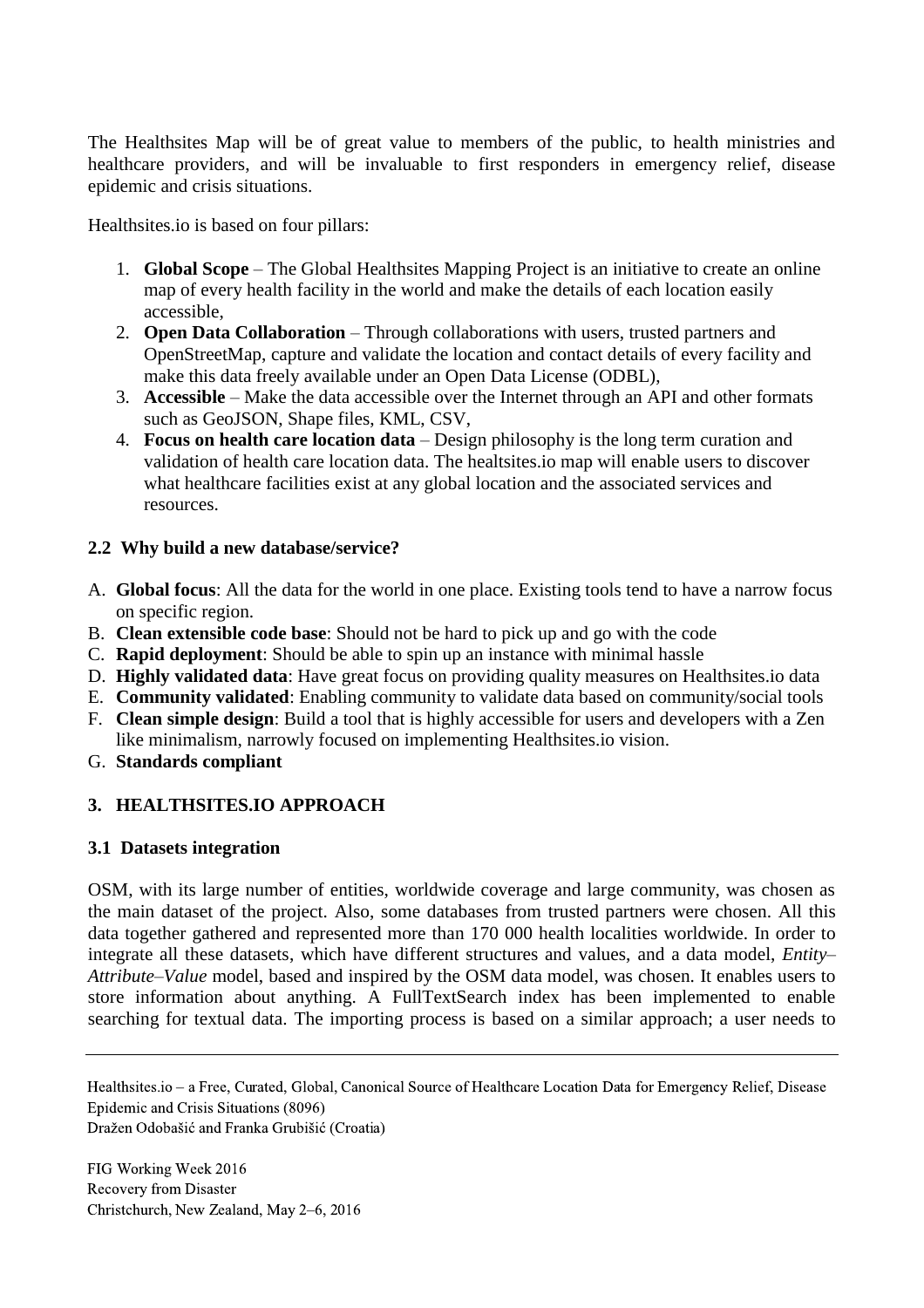The Healthsites Map will be of great value to members of the public, to health ministries and healthcare providers, and will be invaluable to first responders in emergency relief, disease epidemic and crisis situations.

Healthsites.io is based on four pillars:

1. **Global Scope** – The Global Healthsites Mapping Project is an initiative to create an online map of every health facility in the world and make the details of each location easily accessible,
2. **Open Data Collaboration** – Through collaborations with users, trusted partners and OpenStreetMap, capture and validate the location and contact details of every facility and make this data freely available under an Open Data License (ODBL),
3. **Accessible** – Make the data accessible over the Internet through an API and other formats such as GeoJSON, Shape files, KML, CSV,
4. **Focus on health care location data** – Design philosophy is the long term curation and validation of health care location data. The healtsites.io map will enable users to discover what healthcare facilities exist at any global location and the associated services and resources.

### 2.2 Why build a new database/service?

A. **Global focus**: All the data for the world in one place. Existing tools tend to have a narrow focus on specific region.
B. **Clean extensible code base**: Should not be hard to pick up and go with the code
C. **Rapid deployment**: Should be able to spin up an instance with minimal hassle
D. **Highly validated data**: Have great focus on providing quality measures on Healthsites.io data
E. **Community validated**: Enabling community to validate data based on community/social tools
F. **Clean simple design**: Build a tool that is highly accessible for users and developers with a Zen like minimalism, narrowly focused on implementing Healthsites.io vision.
G. **Standards compliant**

## 3. HEALTHSITES.IO APPROACH

### 3.1 Datasets integration

OSM, with its large number of entities, worldwide coverage and large community, was chosen as the main dataset of the project. Also, some databases from trusted partners were chosen. All this data together gathered and represented more than 170 000 health localities worldwide. In order to integrate all these datasets, which have different structures and values, and a data model, *Entity–Attribute–Value* model, based and inspired by the OSM data model, was chosen. It enables users to store information about anything. A FullTextSearch index has been implemented to enable searching for textual data. The importing process is based on a similar approach; a user needs to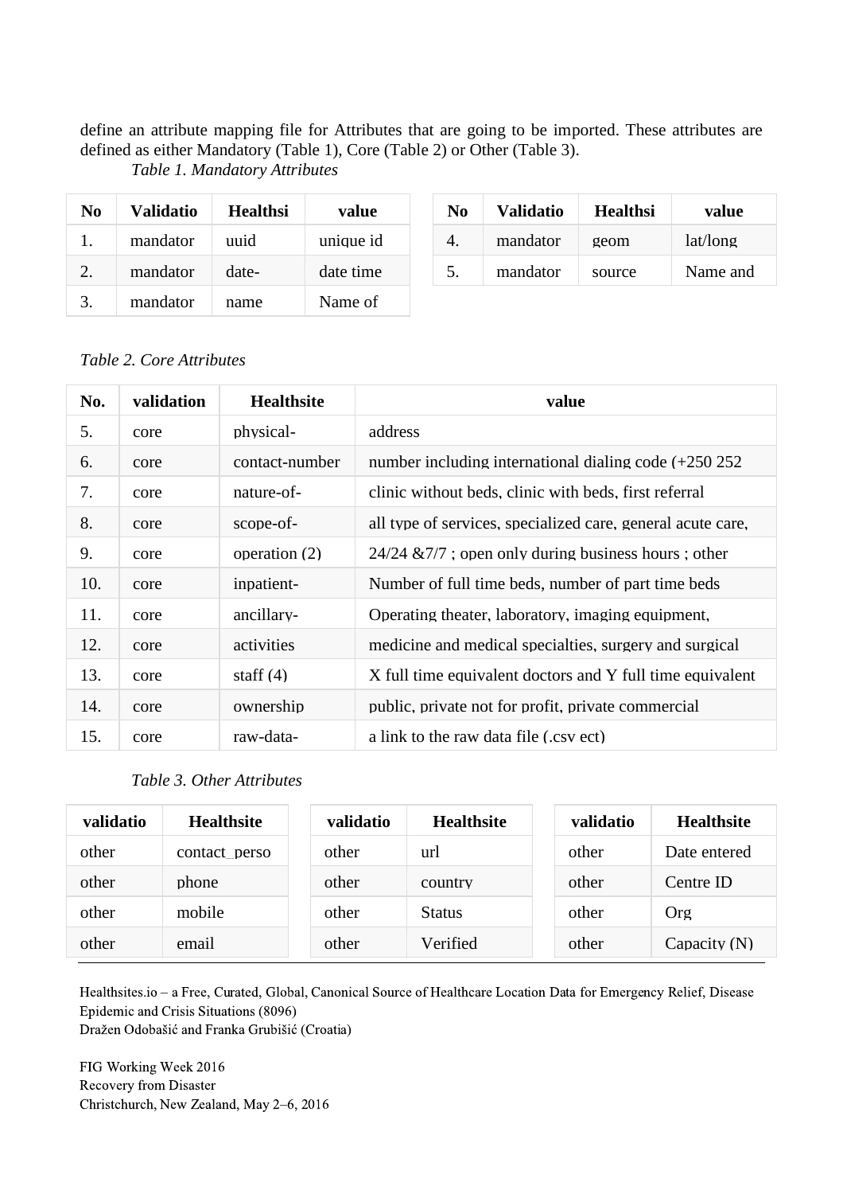define an attribute mapping file for Attributes that are going to be imported. These attributes are defined as either Mandatory (Table 1), Core (Table 2) or Other (Table 3).

*Table 1. Mandatory Attributes*

| No | Validatio | Healthsi | value |
|---|---|---|---|
| 1. | mandator | uuid | unique id |
| 2. | mandator | date- | date time |
| 3. | mandator | name | Name of |
| 4. | mandator | geom | lat/long |
| 5. | mandator | source | Name and |

*Table 2. Core Attributes*

| No. | validation | Healthsite | value |
|---|---|---|---|
| 5. | core | physical- | address |
| 6. | core | contact-number | number including international dialing code (+250 252 |
| 7. | core | nature-of- | clinic without beds, clinic with beds, first referral |
| 8. | core | scope-of- | all type of services, specialized care, general acute care, |
| 9. | core | operation (2) | 24/24 &7/7 ; open only during business hours ; other |
| 10. | core | inpatient- | Number of full time beds, number of part time beds |
| 11. | core | ancillary- | Operating theater, laboratory, imaging equipment, |
| 12. | core | activities | medicine and medical specialties, surgery and surgical |
| 13. | core | staff (4) | X full time equivalent doctors and Y full time equivalent |
| 14. | core | ownership | public, private not for profit, private commercial |
| 15. | core | raw-data- | a link to the raw data file (.csv ect) |

*Table 3. Other Attributes*

| validatio | Healthsite | validatio | Healthsite | validatio | Healthsite |
|---|---|---|---|---|---|
| other | contact_perso | other | url | other | Date entered |
| other | phone | other | country | other | Centre ID |
| other | mobile | other | Status | other | Org |
| other | email | other | Verified | other | Capacity (N) |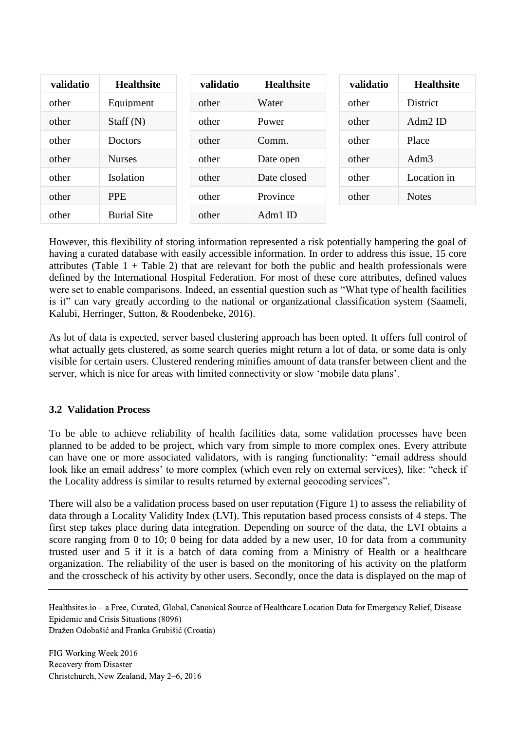| validatio | Healthsite |
| --- | --- |
| other | Equipment |
| other | Staff (N) |
| other | Doctors |
| other | Nurses |
| other | Isolation |
| other | PPE |
| other | Burial Site |

| validatio | Healthsite |
| --- | --- |
| other | Water |
| other | Power |
| other | Comm. |
| other | Date open |
| other | Date closed |
| other | Province |
| other | Adm1 ID |

| validatio | Healthsite |
| --- | --- |
| other | District |
| other | Adm2 ID |
| other | Place |
| other | Adm3 |
| other | Location in |
| other | Notes |

However, this flexibility of storing information represented a risk potentially hampering the goal of having a curated database with easily accessible information. In order to address this issue, 15 core attributes (Table 1 + Table 2) that are relevant for both the public and health professionals were defined by the International Hospital Federation. For most of these core attributes, defined values were set to enable comparisons. Indeed, an essential question such as "What type of health facilities is it" can vary greatly according to the national or organizational classification system (Saameli, Kalubi, Herringer, Sutton, & Roodenbeke, 2016).

As lot of data is expected, server based clustering approach has been opted. It offers full control of what actually gets clustered, as some search queries might return a lot of data, or some data is only visible for certain users. Clustered rendering minifies amount of data transfer between client and the server, which is nice for areas with limited connectivity or slow 'mobile data plans'.

### 3.2 Validation Process

To be able to achieve reliability of health facilities data, some validation processes have been planned to be added to be project, which vary from simple to more complex ones. Every attribute can have one or more associated validators, with is ranging functionality: "email address should look like an email address' to more complex (which even rely on external services), like: "check if the Locality address is similar to results returned by external geocoding services".

There will also be a validation process based on user reputation (Figure 1) to assess the reliability of data through a Locality Validity Index (LVI). This reputation based process consists of 4 steps. The first step takes place during data integration. Depending on source of the data, the LVI obtains a score ranging from 0 to 10; 0 being for data added by a new user, 10 for data from a community trusted user and 5 if it is a batch of data coming from a Ministry of Health or a healthcare organization. The reliability of the user is based on the monitoring of his activity on the platform and the crosscheck of his activity by other users. Secondly, once the data is displayed on the map of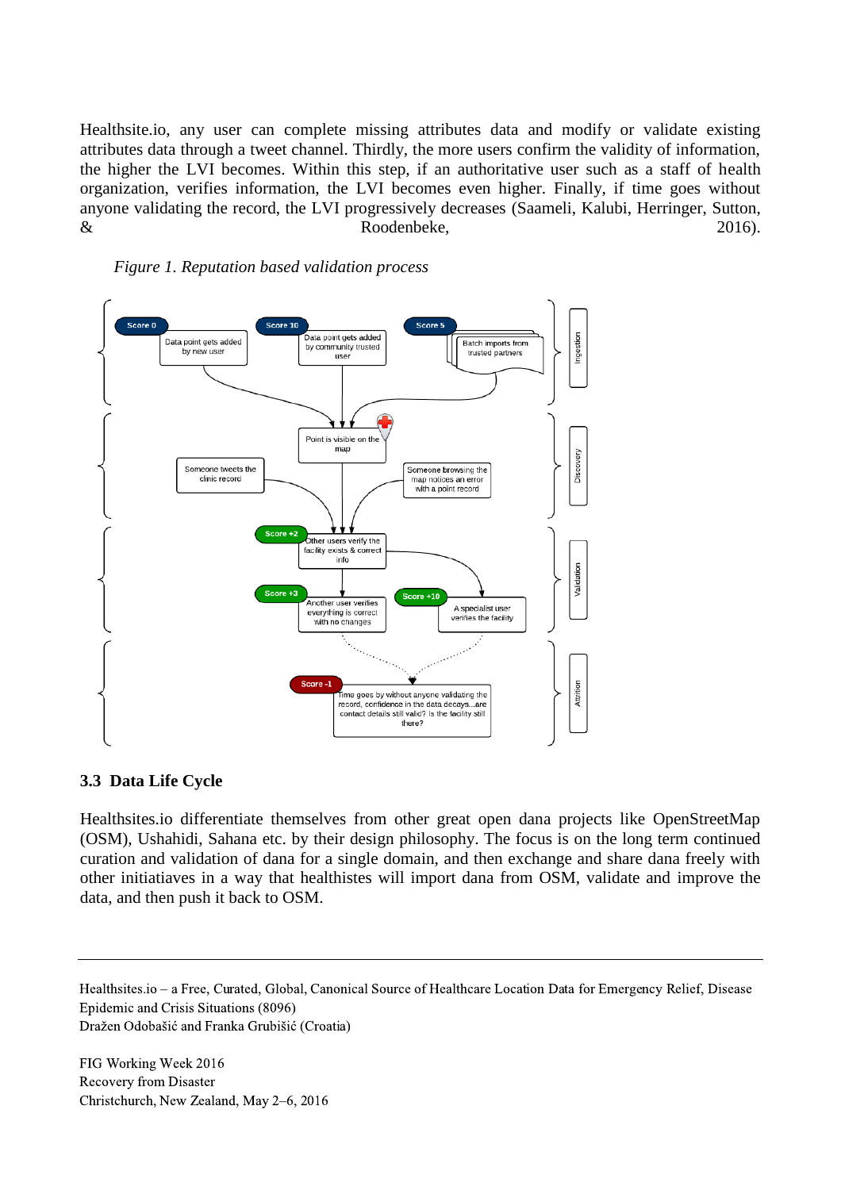Healthsite.io, any user can complete missing attributes data and modify or validate existing attributes data through a tweet channel. Thirdly, the more users confirm the validity of information, the higher the LVI becomes. Within this step, if an authoritative user such as a staff of health organization, verifies information, the LVI becomes even higher. Finally, if time goes without anyone validating the record, the LVI progressively decreases (Saameli, Kalubi, Herringer, Sutton, & Roodenbeke, 2016).

*Figure 1. Reputation based validation process*

### 3.3 Data Life Cycle

Healthsites.io differentiate themselves from other great open dana projects like OpenStreetMap (OSM), Ushahidi, Sahana etc. by their design philosophy. The focus is on the long term continued curation and validation of dana for a single domain, and then exchange and share dana freely with other initiatiaves in a way that healthistes will import dana from OSM, validate and improve the data, and then push it back to OSM.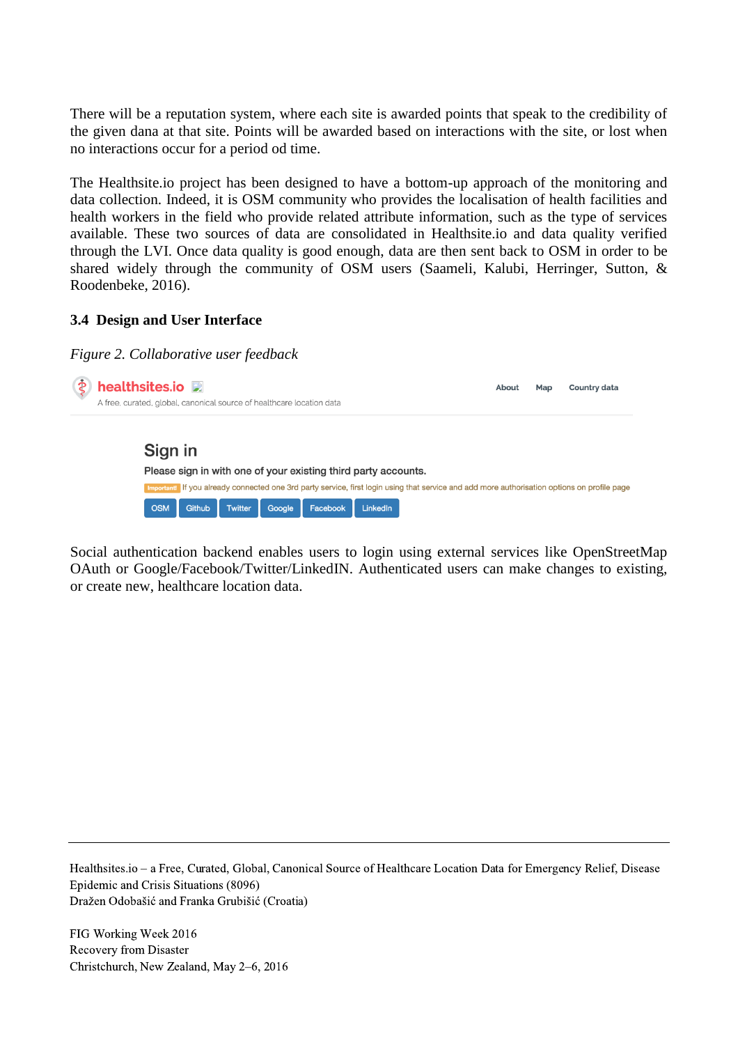There will be a reputation system, where each site is awarded points that speak to the credibility of the given dana at that site. Points will be awarded based on interactions with the site, or lost when no interactions occur for a period od time.

The Healthsite.io project has been designed to have a bottom-up approach of the monitoring and data collection. Indeed, it is OSM community who provides the localisation of health facilities and health workers in the field who provide related attribute information, such as the type of services available. These two sources of data are consolidated in Healthsite.io and data quality verified through the LVI. Once data quality is good enough, data are then sent back to OSM in order to be shared widely through the community of OSM users (Saameli, Kalubi, Herringer, Sutton, & Roodenbeke, 2016).

### 3.4 Design and User Interface

*Figure 2. Collaborative user feedback*

Social authentication backend enables users to login using external services like OpenStreetMap OAuth or Google/Facebook/Twitter/LinkedIN. Authenticated users can make changes to existing, or create new, healthcare location data.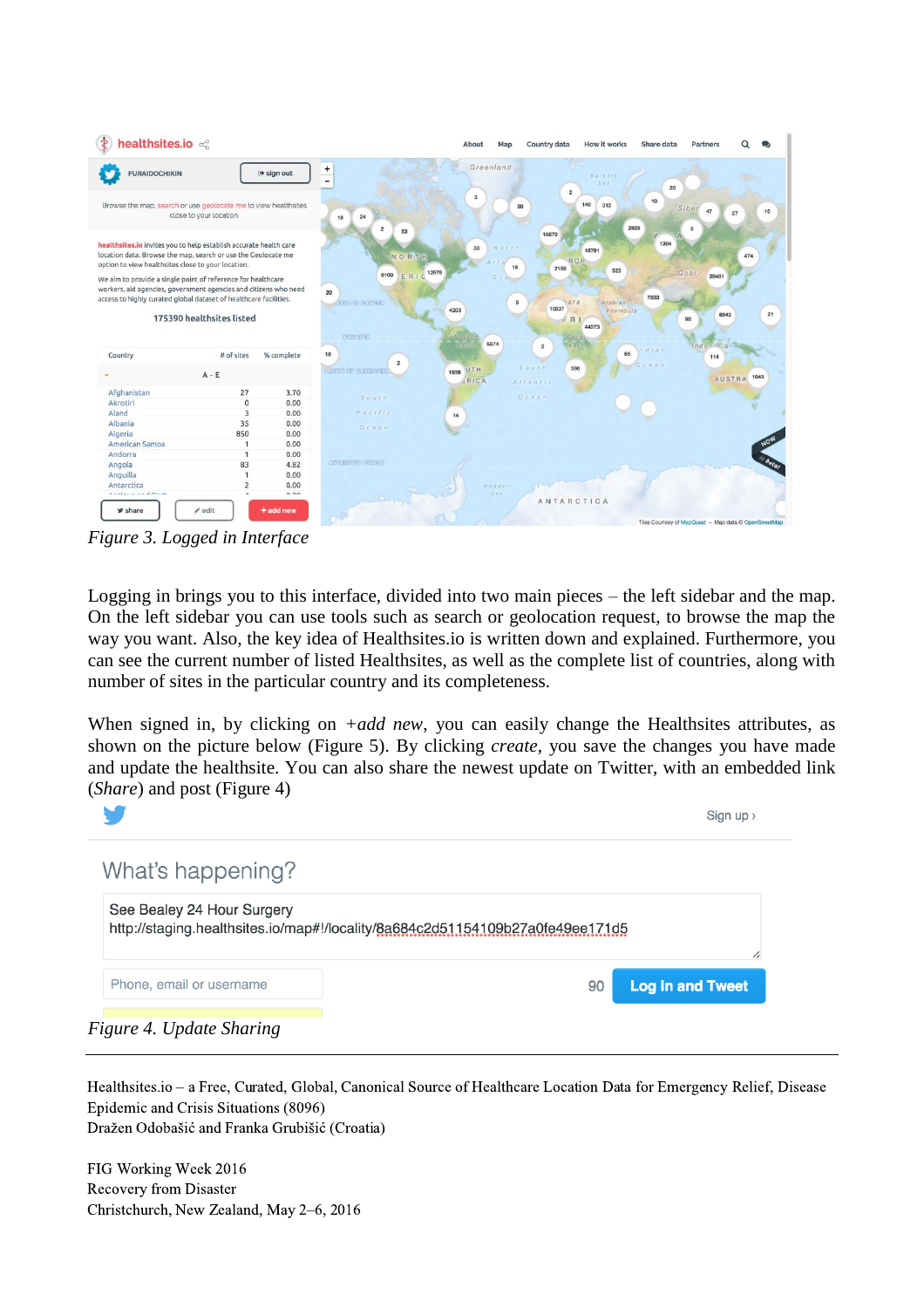Figure 3. Logged in Interface

Logging in brings you to this interface, divided into two main pieces – the left sidebar and the map. On the left sidebar you can use tools such as search or geolocation request, to browse the map the way you want. Also, the key idea of Healthsites.io is written down and explained. Furthermore, you can see the current number of listed Healthsites, as well as the complete list of countries, along with number of sites in the particular country and its completeness.

When signed in, by clicking on *+add new*, you can easily change the Healthsites attributes, as shown on the picture below (Figure 5). By clicking *create*, you save the changes you have made and update the healthsite. You can also share the newest update on Twitter, with an embedded link (*Share*) and post (Figure 4)

Figure 4. Update Sharing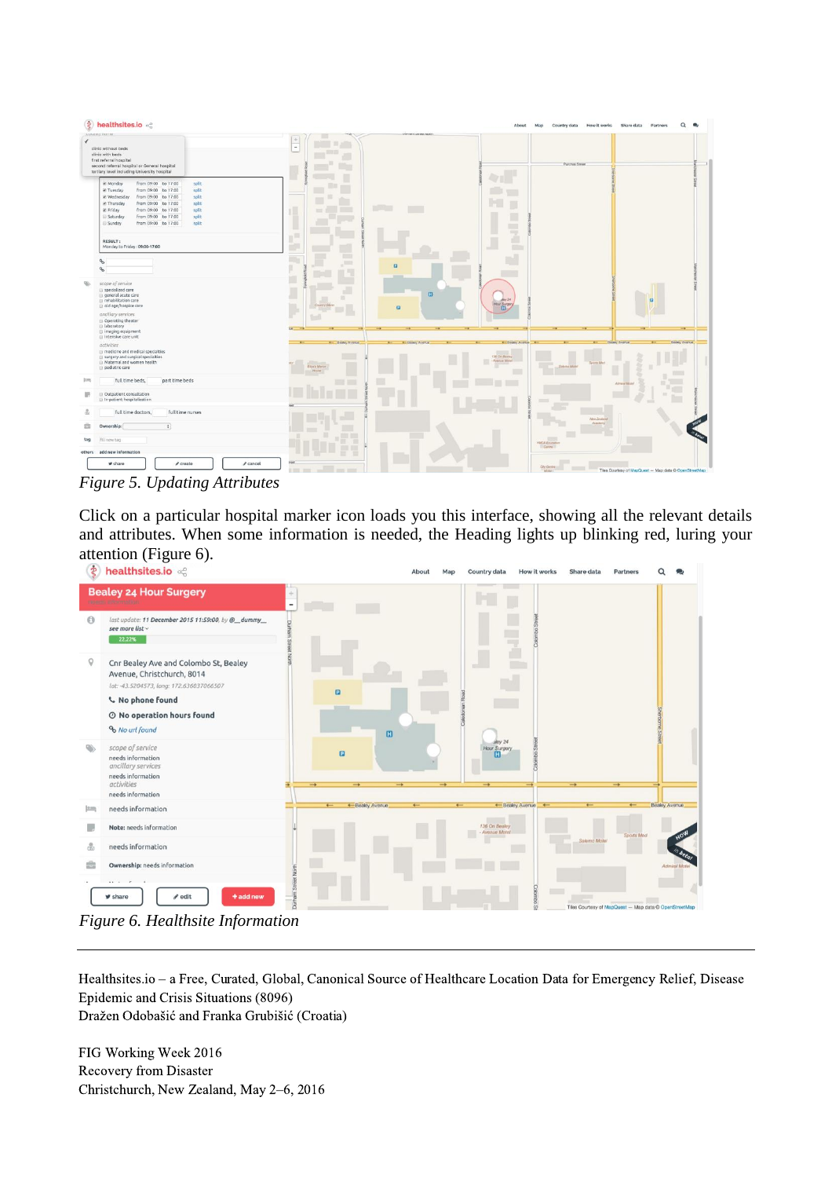*Figure 5. Updating Attributes*

Click on a particular hospital marker icon loads you this interface, showing all the relevant details and attributes. When some information is needed, the Heading lights up blinking red, luring your attention (Figure 6).

*Figure 6. Healthsite Information*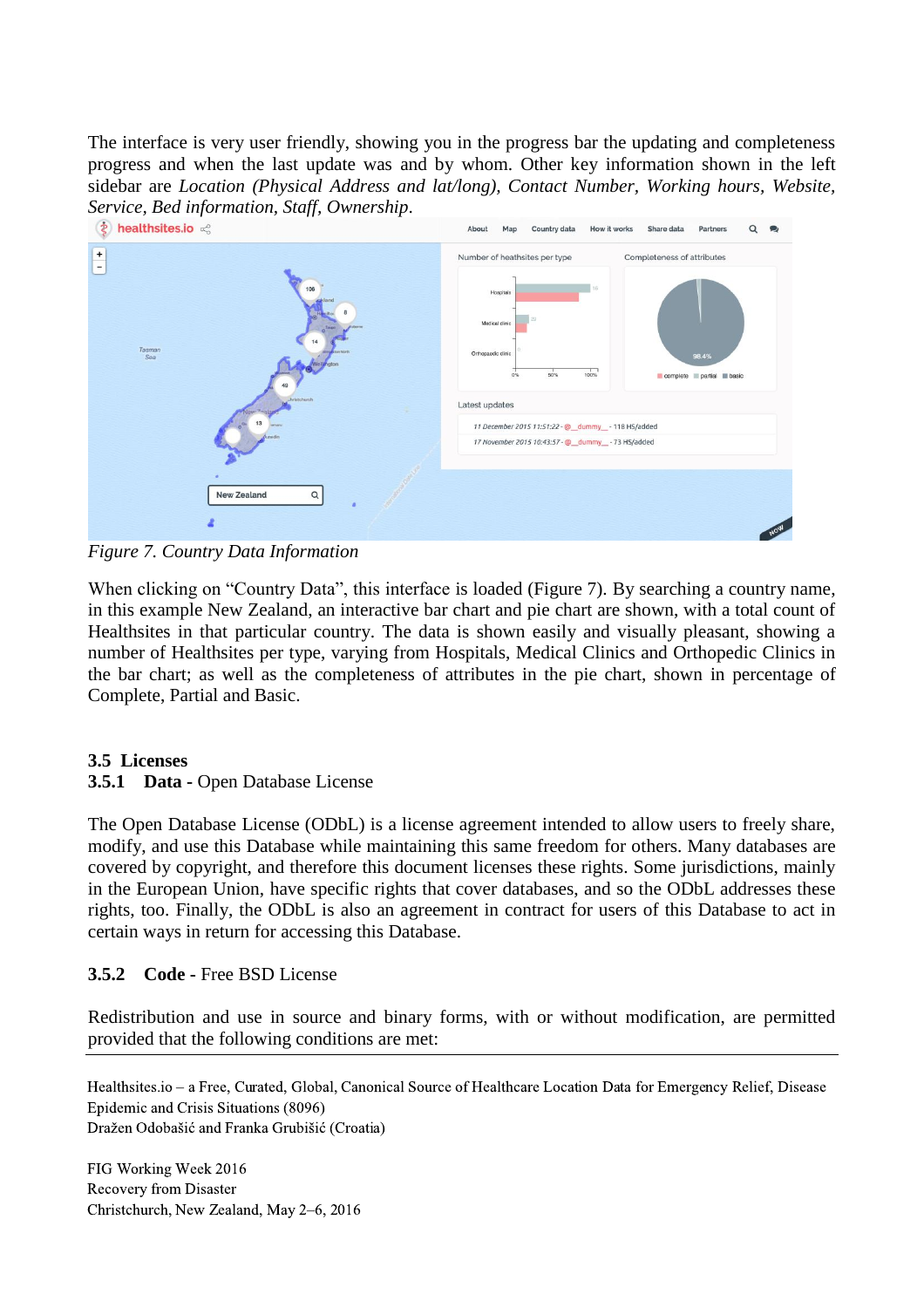The interface is very user friendly, showing you in the progress bar the updating and completeness progress and when the last update was and by whom. Other key information shown in the left sidebar are *Location (Physical Address and lat/long), Contact Number, Working hours, Website, Service, Bed information, Staff, Ownership*.

*Figure 7. Country Data Information*

When clicking on “Country Data”, this interface is loaded (Figure 7). By searching a country name, in this example New Zealand, an interactive bar chart and pie chart are shown, with a total count of Healthsites in that particular country. The data is shown easily and visually pleasant, showing a number of Healthsites per type, varying from Hospitals, Medical Clinics and Orthopedic Clinics in the bar chart; as well as the completeness of attributes in the pie chart, shown in percentage of Complete, Partial and Basic.

## 3.5 Licenses

### 3.5.1 **Data** - Open Database License

The Open Database License (ODbL) is a license agreement intended to allow users to freely share, modify, and use this Database while maintaining this same freedom for others. Many databases are covered by copyright, and therefore this document licenses these rights. Some jurisdictions, mainly in the European Union, have specific rights that cover databases, and so the ODbL addresses these rights, too. Finally, the ODbL is also an agreement in contract for users of this Database to act in certain ways in return for accessing this Database.

### 3.5.2 **Code** - Free BSD License

Redistribution and use in source and binary forms, with or without modification, are permitted provided that the following conditions are met: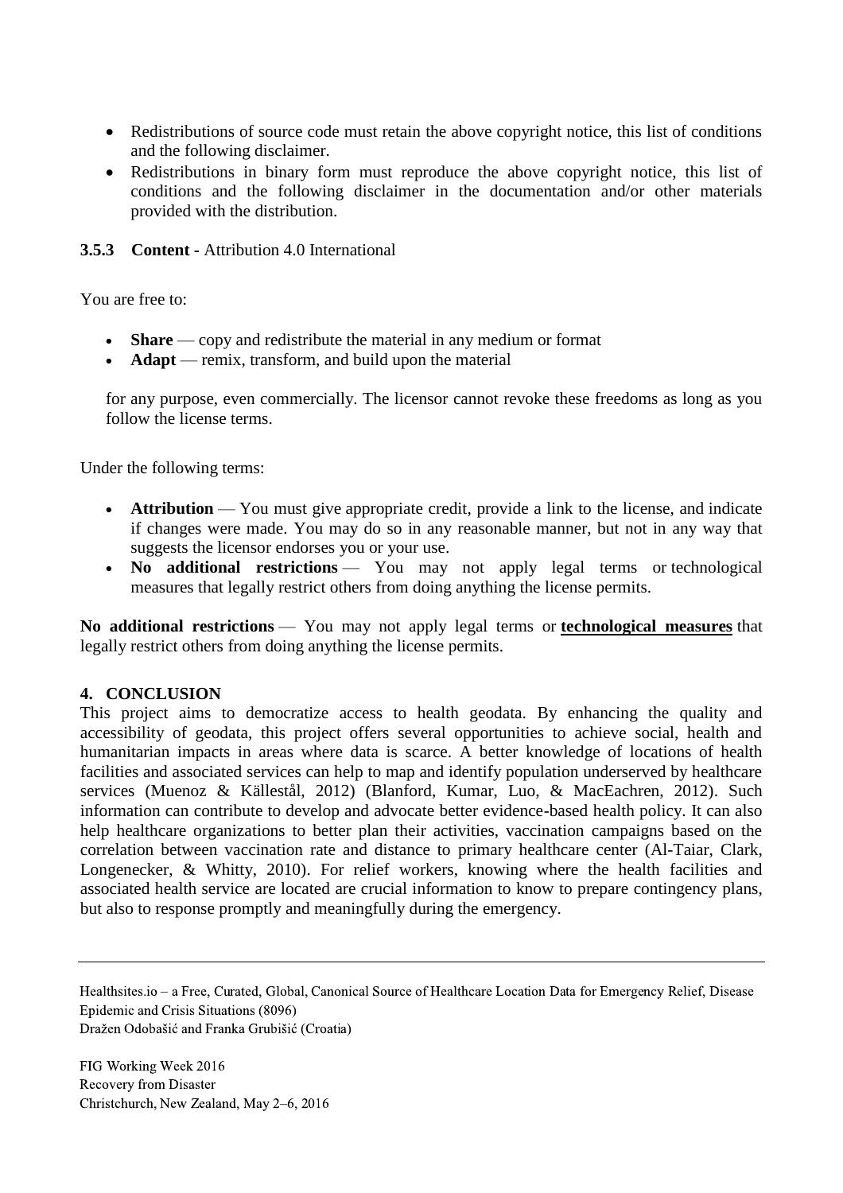- Redistributions of source code must retain the above copyright notice, this list of conditions and the following disclaimer.
- Redistributions in binary form must reproduce the above copyright notice, this list of conditions and the following disclaimer in the documentation and/or other materials provided with the distribution.

### 3.5.3 Content - Attribution 4.0 International

You are free to:

- **Share** — copy and redistribute the material in any medium or format
- **Adapt** — remix, transform, and build upon the material

for any purpose, even commercially. The licensor cannot revoke these freedoms as long as you follow the license terms.

Under the following terms:

- **Attribution** — You must give appropriate credit, provide a link to the license, and indicate if changes were made. You may do so in any reasonable manner, but not in any way that suggests the licensor endorses you or your use.
- **No additional restrictions** — You may not apply legal terms or technological measures that legally restrict others from doing anything the license permits.

**No additional restrictions** — You may not apply legal terms or **technological measures** that legally restrict others from doing anything the license permits.

## 4. CONCLUSION

This project aims to democratize access to health geodata. By enhancing the quality and accessibility of geodata, this project offers several opportunities to achieve social, health and humanitarian impacts in areas where data is scarce. A better knowledge of locations of health facilities and associated services can help to map and identify population underserved by healthcare services (Muenoz & Källestål, 2012) (Blanford, Kumar, Luo, & MacEachren, 2012). Such information can contribute to develop and advocate better evidence-based health policy. It can also help healthcare organizations to better plan their activities, vaccination campaigns based on the correlation between vaccination rate and distance to primary healthcare center (Al-Taiar, Clark, Longenecker, & Whitty, 2010). For relief workers, knowing where the health facilities and associated health service are located are crucial information to know to prepare contingency plans, but also to response promptly and meaningfully during the emergency.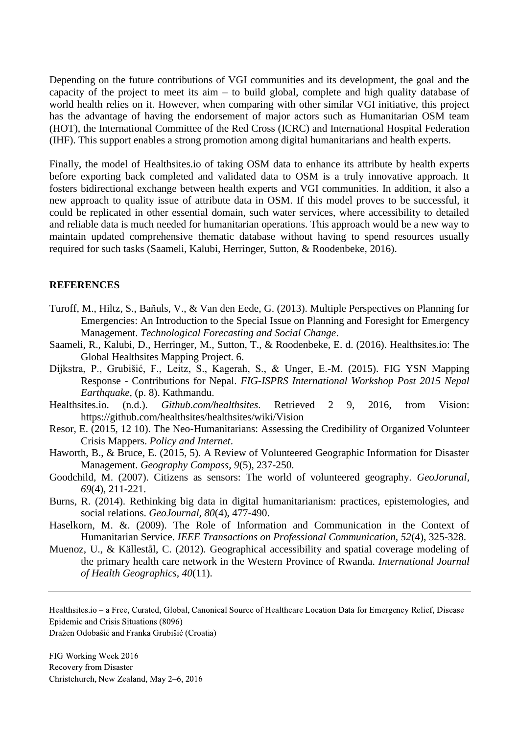Depending on the future contributions of VGI communities and its development, the goal and the capacity of the project to meet its aim – to build global, complete and high quality database of world health relies on it. However, when comparing with other similar VGI initiative, this project has the advantage of having the endorsement of major actors such as Humanitarian OSM team (HOT), the International Committee of the Red Cross (ICRC) and International Hospital Federation (IHF). This support enables a strong promotion among digital humanitarians and health experts.

Finally, the model of Healthsites.io of taking OSM data to enhance its attribute by health experts before exporting back completed and validated data to OSM is a truly innovative approach. It fosters bidirectional exchange between health experts and VGI communities. In addition, it also a new approach to quality issue of attribute data in OSM. If this model proves to be successful, it could be replicated in other essential domain, such water services, where accessibility to detailed and reliable data is much needed for humanitarian operations. This approach would be a new way to maintain updated comprehensive thematic database without having to spend resources usually required for such tasks (Saameli, Kalubi, Herringer, Sutton, & Roodenbeke, 2016).

## REFERENCES

Turoff, M., Hiltz, S., Bañuls, V., & Van den Eede, G. (2013). Multiple Perspectives on Planning for Emergencies: An Introduction to the Special Issue on Planning and Foresight for Emergency Management. *Technological Forecasting and Social Change*.

Saameli, R., Kalubi, D., Herringer, M., Sutton, T., & Roodenbeke, E. d. (2016). Healthsites.io: The Global Healthsites Mapping Project. 6.

Dijkstra, P., Grubišić, F., Leitz, S., Kagerah, S., & Unger, E.-M. (2015). FIG YSN Mapping Response - Contributions for Nepal. *FIG-ISPRS International Workshop Post 2015 Nepal Earthquake*, (p. 8). Kathmandu.

Healthsites.io. (n.d.). *Github.com/healthsites*. Retrieved 2 9, 2016, from Vision: https://github.com/healthsites/healthsites/wiki/Vision

Resor, E. (2015, 12 10). The Neo-Humanitarians: Assessing the Credibility of Organized Volunteer Crisis Mappers. *Policy and Internet*.

Haworth, B., & Bruce, E. (2015, 5). A Review of Volunteered Geographic Information for Disaster Management. *Geography Compass, 9*(5), 237-250.

Goodchild, M. (2007). Citizens as sensors: The world of volunteered geography. *GeoJorunal*, *69*(4), 211-221.

Burns, R. (2014). Rethinking big data in digital humanitarianism: practices, epistemologies, and social relations. *GeoJournal, 80*(4), 477-490.

Haselkorn, M. &. (2009). The Role of Information and Communication in the Context of Humanitarian Service. *IEEE Transactions on Professional Communication, 52*(4), 325-328.

Muenoz, U., & Källestål, C. (2012). Geographical accessibility and spatial coverage modeling of the primary health care network in the Western Province of Rwanda. *International Journal of Health Geographics, 40*(11).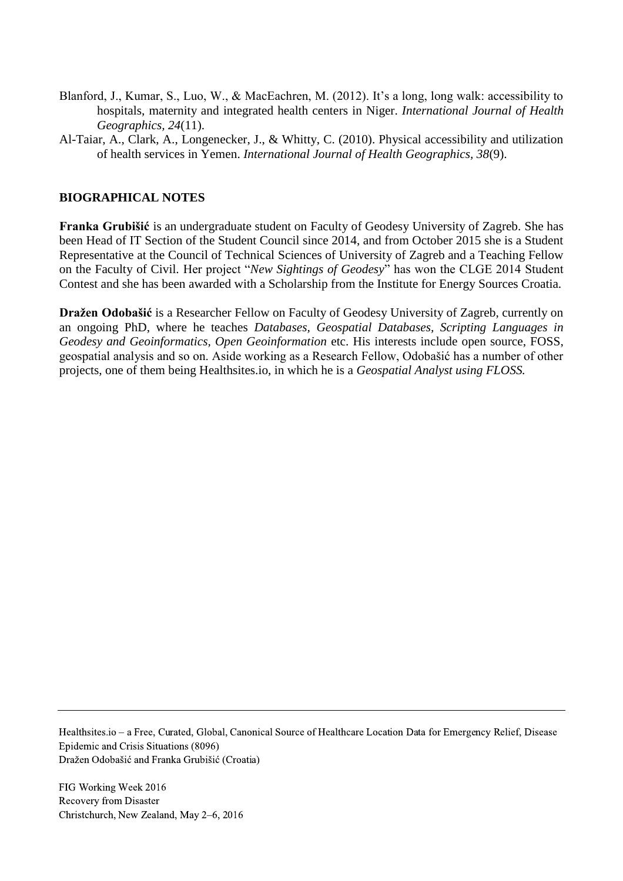Blanford, J., Kumar, S., Luo, W., & MacEachren, M. (2012). It's a long, long walk: accessibility to hospitals, maternity and integrated health centers in Niger. *International Journal of Health Geographics, 24*(11).

Al-Taiar, A., Clark, A., Longenecker, J., & Whitty, C. (2010). Physical accessibility and utilization of health services in Yemen. *International Journal of Health Geographics, 38*(9).

## BIOGRAPHICAL NOTES

**Franka Grubišić** is an undergraduate student on Faculty of Geodesy University of Zagreb. She has been Head of IT Section of the Student Council since 2014, and from October 2015 she is a Student Representative at the Council of Technical Sciences of University of Zagreb and a Teaching Fellow on the Faculty of Civil. Her project "*New Sightings of Geodesy*" has won the CLGE 2014 Student Contest and she has been awarded with a Scholarship from the Institute for Energy Sources Croatia.

**Dražen Odobašić** is a Researcher Fellow on Faculty of Geodesy University of Zagreb, currently on an ongoing PhD, where he teaches *Databases, Geospatial Databases, Scripting Languages in Geodesy and Geoinformatics, Open Geoinformation* etc. His interests include open source, FOSS, geospatial analysis and so on. Aside working as a Research Fellow, Odobašić has a number of other projects, one of them being Healthsites.io, in which he is a *Geospatial Analyst using FLOSS.*